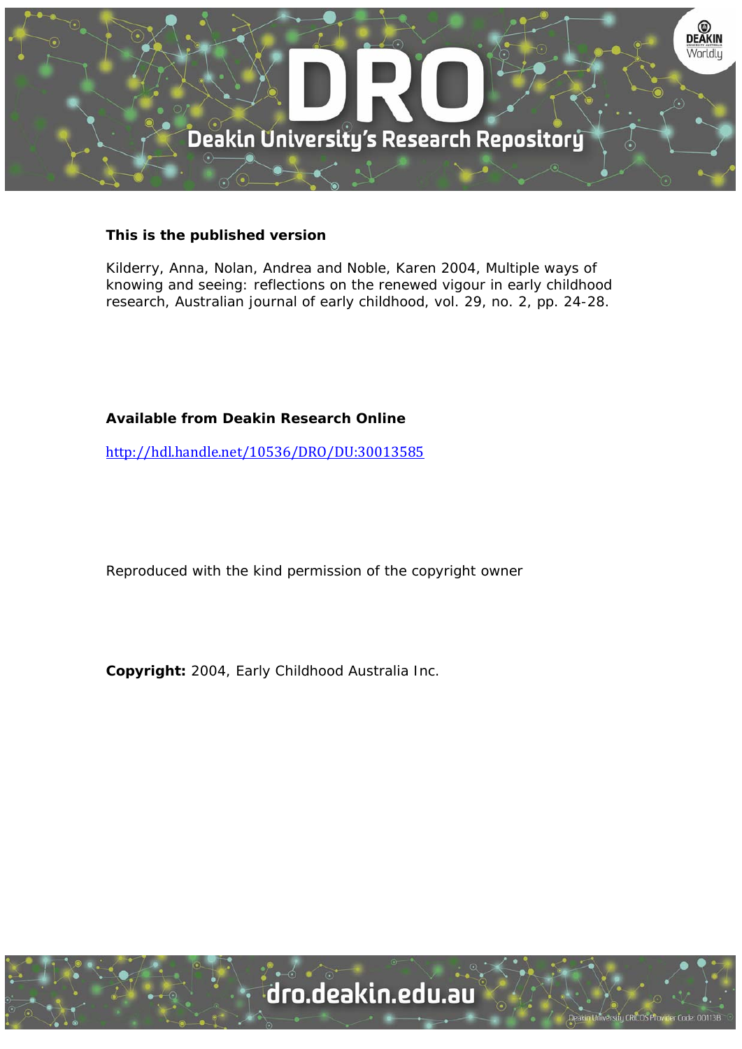**This is the published version**

Kilderry, Anna, Nolan, Andrea and Noble, Karen 2004, Multiple ways of knowing and seeing: reflections on the renewed vigour in early childhood research, Australian journal of early childhood, vol. 29, no. 2, pp. 24-28.

**Available from Deakin Research Online**

http://hdl.handle.net/10536/DRO/DU:30013585

Reproduced with the kind permission of the copyright owner

**Copyright:** 2004, Early Childhood Australia Inc.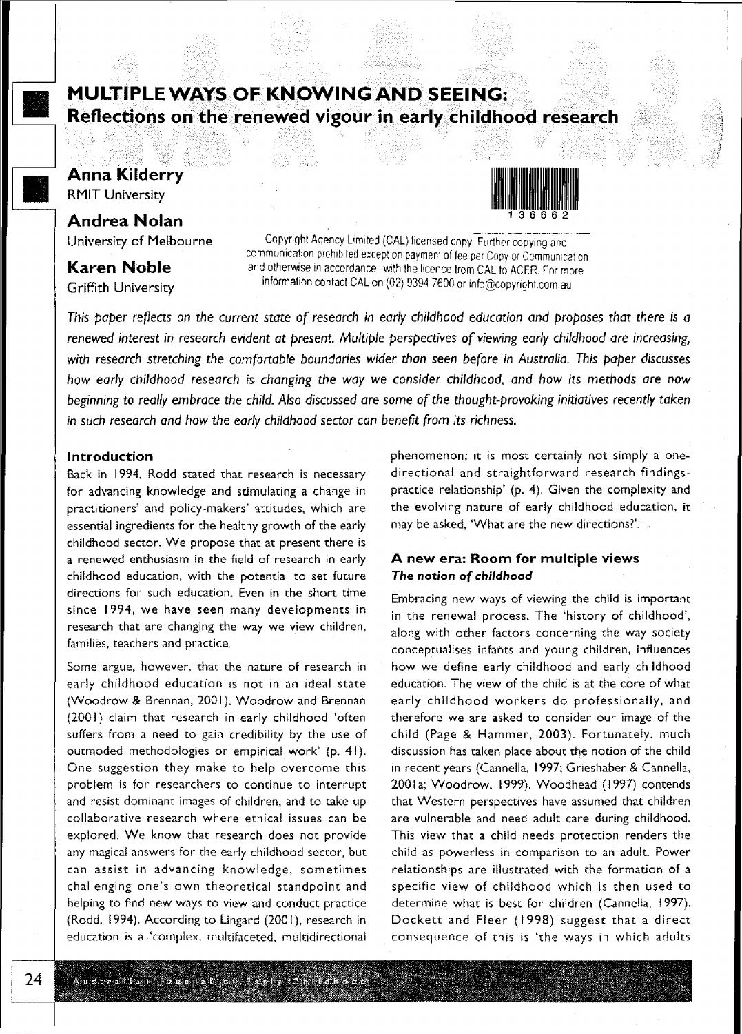# MULTIPLE WAYS OF KNOWING AND SEEING:
## Reflections on the renewed vigour in early childhood research

**Anna Kilderry**
RMIT University

**Andrea Nolan**
University of Melbourne

**Karen Noble**
Griffith University

Copyright Agency Limited (CAL) licensed copy. Further copying and communication prohibited except on payment of fee per Copy or Communication and otherwise in accordance with the licence from CAL to ACER. For more information contact CAL on (02) 9394 7600 or info@copyright.com.au

*This paper reflects on the current state of research in early childhood education and proposes that there is a renewed interest in research evident at present. Multiple perspectives of viewing early childhood are increasing, with research stretching the comfortable boundaries wider than seen before in Australia. This paper discusses how early childhood research is changing the way we consider childhood, and how its methods are now beginning to really embrace the child. Also discussed are some of the thought-provoking initiatives recently taken in such research and how the early childhood sector can benefit from its richness.*

### Introduction

Back in 1994, Rodd stated that research is necessary for advancing knowledge and stimulating a change in practitioners' and policy-makers' attitudes, which are essential ingredients for the healthy growth of the early childhood sector. We propose that at present there is a renewed enthusiasm in the field of research in early childhood education, with the potential to set future directions for such education. Even in the short time since 1994, we have seen many developments in research that are changing the way we view children, families, teachers and practice.

Some argue, however, that the nature of research in early childhood education is not in an ideal state (Woodrow & Brennan, 2001). Woodrow and Brennan (2001) claim that research in early childhood 'often suffers from a need to gain credibility by the use of outmoded methodologies or empirical work' (p. 41). One suggestion they make to help overcome this problem is for researchers to continue to interrupt and resist dominant images of children, and to take up collaborative research where ethical issues can be explored. We know that research does not provide any magical answers for the early childhood sector, but can assist in advancing knowledge, sometimes challenging one's own theoretical standpoint and helping to find new ways to view and conduct practice (Rodd, 1994). According to Lingard (2001), research in education is a 'complex, multifaceted, multidirectional phenomenon; it is most certainly not simply a one-directional and straightforward research findings-practice relationship' (p. 4). Given the complexity and the evolving nature of early childhood education, it may be asked, 'What are the new directions?'.

### A new era: Room for multiple views

#### *The notion of childhood*

Embracing new ways of viewing the child is important in the renewal process. The 'history of childhood', along with other factors concerning the way society conceptualises infants and young children, influences how we define early childhood and early childhood education. The view of the child is at the core of what early childhood workers do professionally, and therefore we are asked to consider our image of the child (Page & Hammer, 2003). Fortunately, much discussion has taken place about the notion of the child in recent years (Cannella, 1997; Grieshaber & Cannella, 2001a; Woodrow, 1999). Woodhead (1997) contends that Western perspectives have assumed that children are vulnerable and need adult care during childhood. This view that a child needs protection renders the child as powerless in comparison to an adult. Power relationships are illustrated with the formation of a specific view of childhood which is then used to determine what is best for children (Cannella, 1997). Dockett and Fleer (1998) suggest that a direct consequence of this is 'the ways in which adults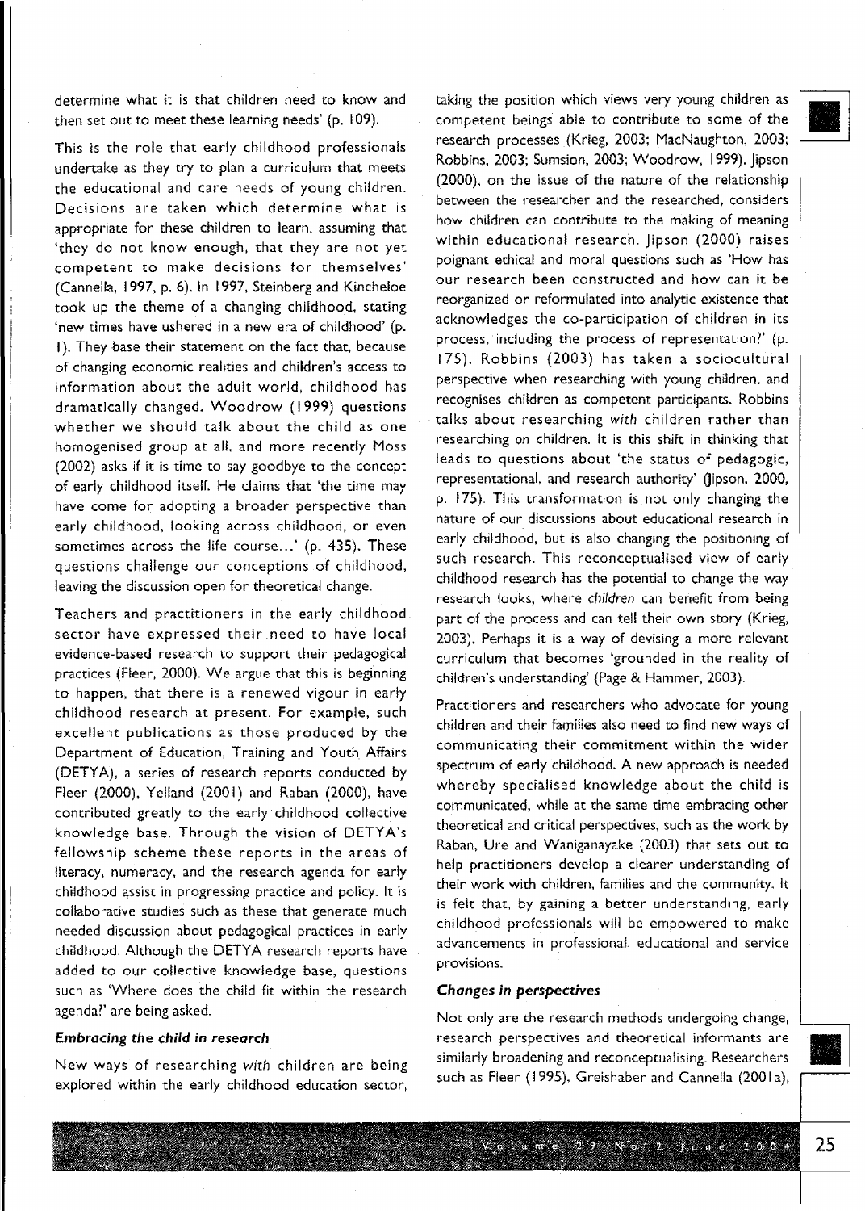determine what it is that children need to know and then set out to meet these learning needs' (p. 109).

This is the role that early childhood professionals undertake as they try to plan a curriculum that meets the educational and care needs of young children. Decisions are taken which determine what is appropriate for these children to learn, assuming that 'they do not know enough, that they are not yet competent to make decisions for themselves' (Cannella, 1997, p. 6). In 1997, Steinberg and Kincheloe took up the theme of a changing childhood, stating 'new times have ushered in a new era of childhood' (p. 1). They base their statement on the fact that, because of changing economic realities and children's access to information about the adult world, childhood has dramatically changed. Woodrow (1999) questions whether we should talk about the child as one homogenised group at all, and more recently Moss (2002) asks if it is time to say goodbye to the concept of early childhood itself. He claims that 'the time may have come for adopting a broader perspective than early childhood, looking across childhood, or even sometimes across the life course...' (p. 435). These questions challenge our conceptions of childhood, leaving the discussion open for theoretical change.

Teachers and practitioners in the early childhood sector have expressed their need to have local evidence-based research to support their pedagogical practices (Fleer, 2000). We argue that this is beginning to happen, that there is a renewed vigour in early childhood research at present. For example, such excellent publications as those produced by the Department of Education, Training and Youth Affairs (DETYA), a series of research reports conducted by Fleer (2000), Yelland (2001) and Raban (2000), have contributed greatly to the early childhood collective knowledge base. Through the vision of DETYA's fellowship scheme these reports in the areas of literacy, numeracy, and the research agenda for early childhood assist in progressing practice and policy. It is collaborative studies such as these that generate much needed discussion about pedagogical practices in early childhood. Although the DETYA research reports have added to our collective knowledge base, questions such as 'Where does the child fit within the research agenda?' are being asked.

### *Embracing the child in research*

New ways of researching *with* children are being explored within the early childhood education sector, taking the position which views very young children as competent beings able to contribute to some of the research processes (Krieg, 2003; MacNaughton, 2003; Robbins, 2003; Sumsion, 2003; Woodrow, 1999). Jipson (2000), on the issue of the nature of the relationship between the researcher and the researched, considers how children can contribute to the making of meaning within educational research. Jipson (2000) raises poignant ethical and moral questions such as 'How has our research been constructed and how can it be reorganized or reformulated into analytic existence that acknowledges the co-participation of children in its process, including the process of representation?' (p. 175). Robbins (2003) has taken a sociocultural perspective when researching with young children, and recognises children as competent participants. Robbins talks about researching *with* children rather than researching *on* children. It is this shift in thinking that leads to questions about 'the status of pedagogic, representational, and research authority' (Jipson, 2000, p. 175). This transformation is not only changing the nature of our discussions about educational research in early childhood, but is also changing the positioning of such research. This reconceptualised view of early childhood research has the potential to change the way research looks, where *children* can benefit from being part of the process and can tell their own story (Krieg, 2003). Perhaps it is a way of devising a more relevant curriculum that becomes 'grounded in the reality of children's understanding' (Page & Hammer, 2003).

Practitioners and researchers who advocate for young children and their families also need to find new ways of communicating their commitment within the wider spectrum of early childhood. A new approach is needed whereby specialised knowledge about the child is communicated, while at the same time embracing other theoretical and critical perspectives, such as the work by Raban, Ure and Waniganayake (2003) that sets out to help practitioners develop a clearer understanding of their work with children, families and the community. It is felt that, by gaining a better understanding, early childhood professionals will be empowered to make advancements in professional, educational and service provisions.

### *Changes in perspectives*

Not only are the research methods undergoing change, research perspectives and theoretical informants are similarly broadening and reconceptualising. Researchers such as Fleer (1995), Greishaber and Cannella (2001a),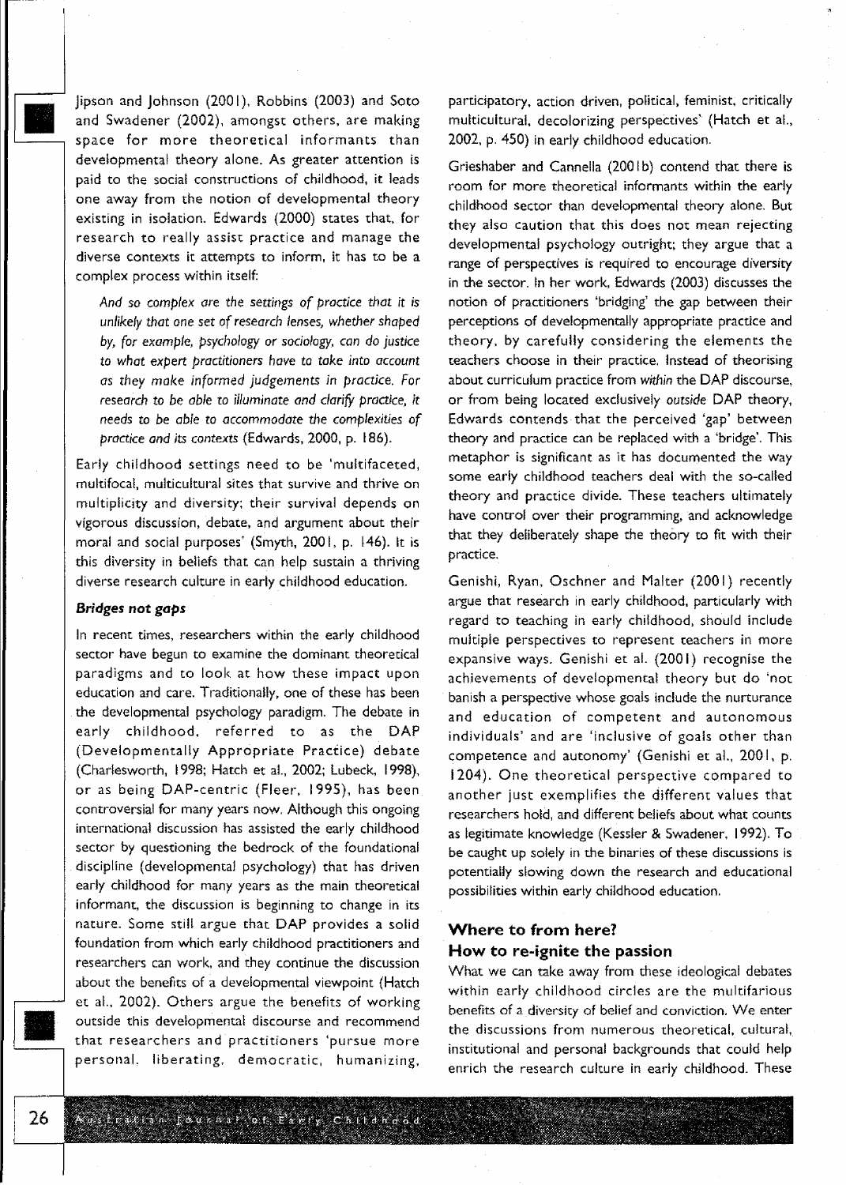Jipson and Johnson (2001), Robbins (2003) and Soto and Swadener (2002), amongst others, are making space for more theoretical informants than developmental theory alone. As greater attention is paid to the social constructions of childhood, it leads one away from the notion of developmental theory existing in isolation. Edwards (2000) states that, for research to really assist practice and manage the diverse contexts it attempts to inform, it has to be a complex process within itself:

> *And so complex are the settings of practice that it is unlikely that one set of research lenses, whether shaped by, for example, psychology or sociology, can do justice to what expert practitioners have to take into account as they make informed judgements in practice. For research to be able to illuminate and clarify practice, it needs to be able to accommodate the complexities of practice and its contexts* (Edwards, 2000, p. 186).

Early childhood settings need to be 'multifaceted, multifocal, multicultural sites that survive and thrive on multiplicity and diversity; their survival depends on vigorous discussion, debate, and argument about their moral and social purposes' (Smyth, 2001, p. 146). It is this diversity in beliefs that can help sustain a thriving diverse research culture in early childhood education.

### *Bridges not gaps*

In recent times, researchers within the early childhood sector have begun to examine the dominant theoretical paradigms and to look at how these impact upon education and care. Traditionally, one of these has been the developmental psychology paradigm. The debate in early childhood, referred to as the DAP (Developmentally Appropriate Practice) debate (Charlesworth, 1998; Hatch et al., 2002; Lubeck, 1998), or as being DAP-centric (Fleer, 1995), has been controversial for many years now. Although this ongoing international discussion has assisted the early childhood sector by questioning the bedrock of the foundational discipline (developmental psychology) that has driven early childhood for many years as the main theoretical informant, the discussion is beginning to change in its nature. Some still argue that DAP provides a solid foundation from which early childhood practitioners and researchers can work, and they continue the discussion about the benefits of a developmental viewpoint (Hatch et al., 2002). Others argue the benefits of working outside this developmental discourse and recommend that researchers and practitioners 'pursue more personal, liberating, democratic, humanizing, participatory, action driven, political, feminist, critically multicultural, decolorizing perspectives' (Hatch et al., 2002, p. 450) in early childhood education.

Grieshaber and Cannella (2001b) contend that there is room for more theoretical informants within the early childhood sector than developmental theory alone. But they also caution that this does not mean rejecting developmental psychology outright; they argue that a range of perspectives is required to encourage diversity in the sector. In her work, Edwards (2003) discusses the notion of practitioners 'bridging' the gap between their perceptions of developmentally appropriate practice and theory, by carefully considering the elements the teachers choose in their practice. Instead of theorising about curriculum practice from *within* the DAP discourse, or from being located exclusively *outside* DAP theory, Edwards contends that the perceived 'gap' between theory and practice can be replaced with a 'bridge'. This metaphor is significant as it has documented the way some early childhood teachers deal with the so-called theory and practice divide. These teachers ultimately have control over their programming, and acknowledge that they deliberately shape the theory to fit with their practice.

Genishi, Ryan, Oschner and Malter (2001) recently argue that research in early childhood, particularly with regard to teaching in early childhood, should include multiple perspectives to represent teachers in more expansive ways. Genishi et al. (2001) recognise the achievements of developmental theory but do 'not banish a perspective whose goals include the nurturance and education of competent and autonomous individuals' and are 'inclusive of goals other than competence and autonomy' (Genishi et al., 2001, p. 1204). One theoretical perspective compared to another just exemplifies the different values that researchers hold, and different beliefs about what counts as legitimate knowledge (Kessler & Swadener, 1992). To be caught up solely in the binaries of these discussions is potentially slowing down the research and educational possibilities within early childhood education.

## Where to from here? How to re-ignite the passion

What we can take away from these ideological debates within early childhood circles are the multifarious benefits of a diversity of belief and conviction. We enter the discussions from numerous theoretical, cultural, institutional and personal backgrounds that could help enrich the research culture in early childhood. These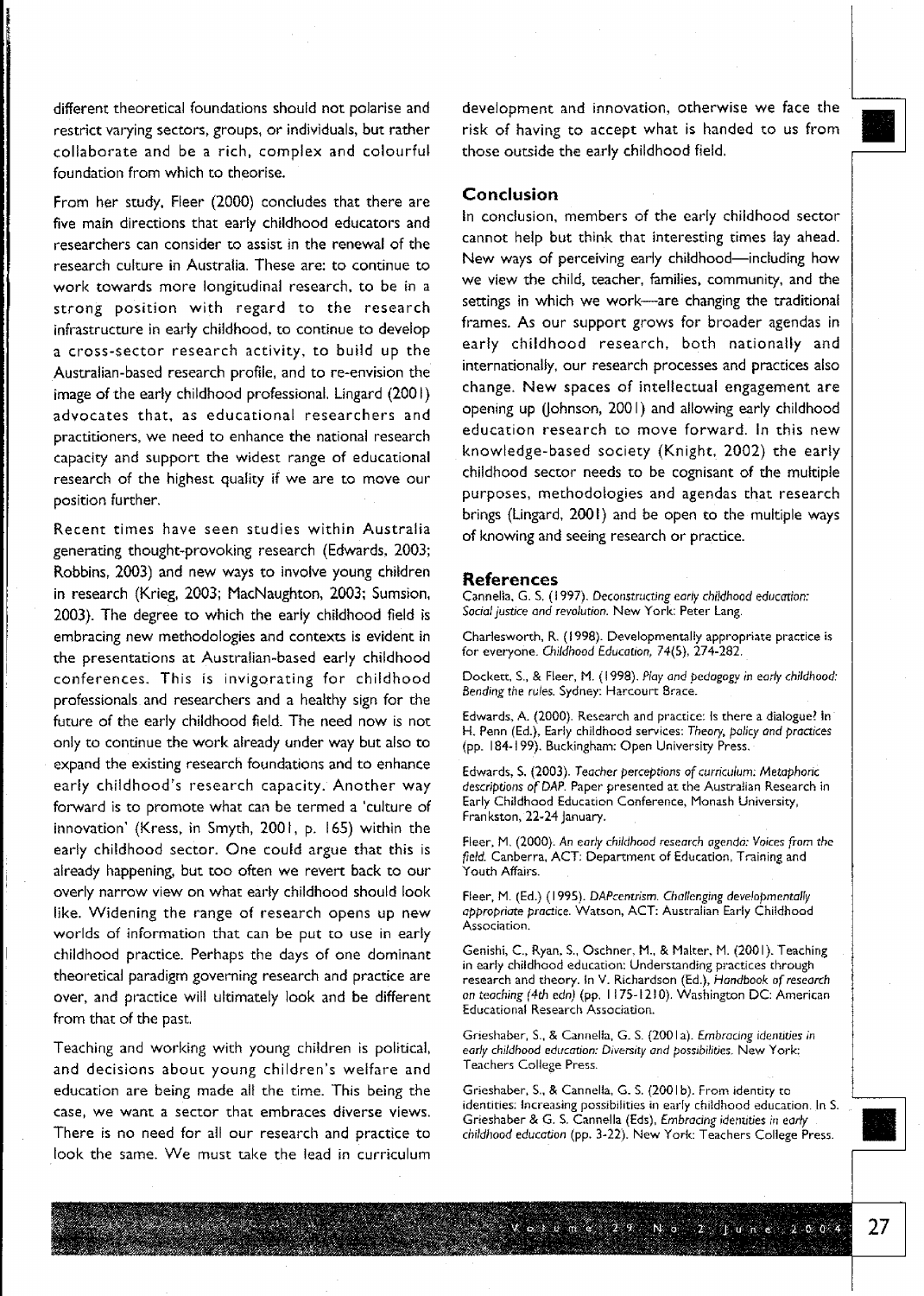different theoretical foundations should not polarise and restrict varying sectors, groups, or individuals, but rather collaborate and be a rich, complex and colourful foundation from which to theorise.

From her study, Fleer (2000) concludes that there are five main directions that early childhood educators and researchers can consider to assist in the renewal of the research culture in Australia. These are: to continue to work towards more longitudinal research, to be in a strong position with regard to the research infrastructure in early childhood, to continue to develop a cross-sector research activity, to build up the Australian-based research profile, and to re-envision the image of the early childhood professional. Lingard (2001) advocates that, as educational researchers and practitioners, we need to enhance the national research capacity and support the widest range of educational research of the highest quality if we are to move our position further.

Recent times have seen studies within Australia generating thought-provoking research (Edwards, 2003; Robbins, 2003) and new ways to involve young children in research (Krieg, 2003; MacNaughton, 2003; Sumsion, 2003). The degree to which the early childhood field is embracing new methodologies and contexts is evident in the presentations at Australian-based early childhood conferences. This is invigorating for childhood professionals and researchers and a healthy sign for the future of the early childhood field. The need now is not only to continue the work already under way but also to expand the existing research foundations and to enhance early childhood's research capacity. Another way forward is to promote what can be termed a 'culture of innovation' (Kress, in Smyth, 2001, p. 165) within the early childhood sector. One could argue that this is already happening, but too often we revert back to our overly narrow view on what early childhood should look like. Widening the range of research opens up new worlds of information that can be put to use in early childhood practice. Perhaps the days of one dominant theoretical paradigm governing research and practice are over, and practice will ultimately look and be different from that of the past.

Teaching and working with young children is political, and decisions about young children's welfare and education are being made all the time. This being the case, we want a sector that embraces diverse views. There is no need for all our research and practice to look the same. We must take the lead in curriculum development and innovation, otherwise we face the risk of having to accept what is handed to us from those outside the early childhood field.

## Conclusion

In conclusion, members of the early childhood sector cannot help but think that interesting times lay ahead. New ways of perceiving early childhood—including how we view the child, teacher, families, community, and the settings in which we work—are changing the traditional frames. As our support grows for broader agendas in early childhood research, both nationally and internationally, our research processes and practices also change. New spaces of intellectual engagement are opening up (Johnson, 2001) and allowing early childhood education research to move forward. In this new knowledge-based society (Knight, 2002) the early childhood sector needs to be cognisant of the multiple purposes, methodologies and agendas that research brings (Lingard, 2001) and be open to the multiple ways of knowing and seeing research or practice.

## References

Cannella, G. S. (1997). *Deconstructing early childhood education: Social justice and revolution*. New York: Peter Lang.

Charlesworth, R. (1998). Developmentally appropriate practice is for everyone. *Childhood Education, 74*(5), 274-282.

Dockett, S., & Fleer, M. (1998). *Play and pedagogy in early childhood: Bending the rules*. Sydney: Harcourt Brace.

Edwards, A. (2000). Research and practice: Is there a dialogue? In H. Penn (Ed.), Early childhood services: *Theory, policy and practices* (pp. 184-199). Buckingham: Open University Press.

Edwards, S. (2003). *Teacher perceptions of curriculum: Metaphoric descriptions of DAP*. Paper presented at the Australian Research in Early Childhood Education Conference, Monash University, Frankston, 22-24 January.

Fleer, M. (2000). *An early childhood research agenda: Voices from the field*. Canberra, ACT: Department of Education, Training and Youth Affairs.

Fleer, M. (Ed.) (1995). *DAPcentrism. Challenging developmentally appropriate practice*. Watson, ACT: Australian Early Childhood Association.

Genishi, C., Ryan, S., Oschner, M., & Malter, M. (2001). Teaching in early childhood education: Understanding practices through research and theory. In V. Richardson (Ed.), *Handbook of research on teaching (4th edn)* (pp. 1175-1210). Washington DC: American Educational Research Association.

Grieshaber, S., & Cannella, G. S. (2001a). *Embracing identities in early childhood education: Diversity and possibilities*. New York: Teachers College Press.

Grieshaber, S., & Cannella, G. S. (2001b). From identity to identities: Increasing possibilities in early childhood education. In S. Grieshaber & G. S. Cannella (Eds), *Embracing identities in early childhood education* (pp. 3-22). New York: Teachers College Press.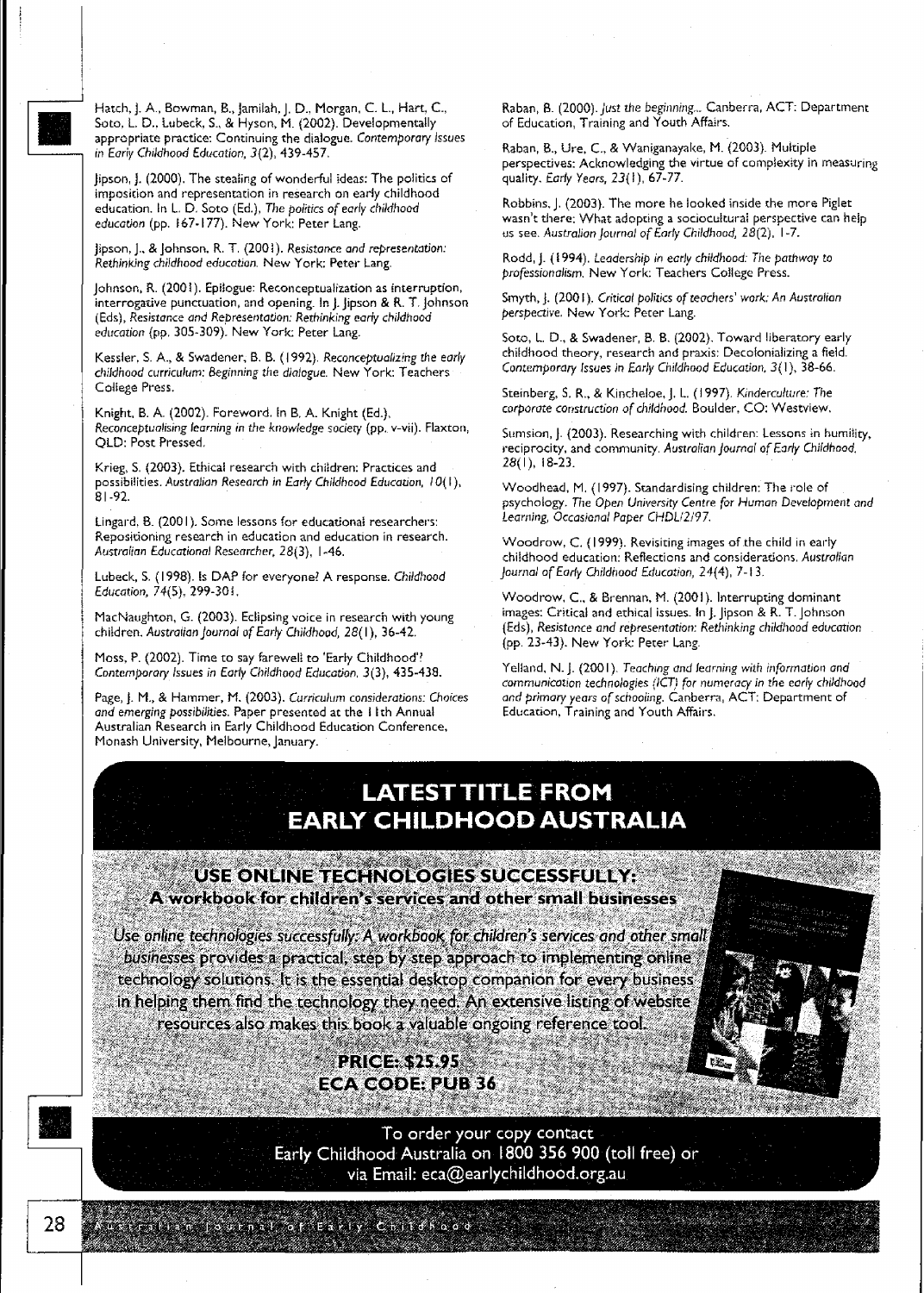Hatch, J. A., Bowman, B., Jamilah, J. D., Morgan, C. L., Hart, C., Soto, L. D., Lubeck, S., & Hyson, M. (2002). Developmentally appropriate practice: Continuing the dialogue. *Contemporary Issues in Early Childhood Education, 3*(2), 439-457.

Jipson, J. (2000). The stealing of wonderful ideas: The politics of imposition and representation in research on early childhood education. In L. D. Soto (Ed.), *The politics of early childhood education* (pp. 167-177). New York: Peter Lang.

Jipson, J., & Johnson, R. T. (2001). *Resistance and representation: Rethinking childhood education.* New York: Peter Lang.

Johnson, R. (2001). Epilogue: Reconceptualization as interruption, interrogative punctuation, and opening. In J. Jipson & R. T. Johnson (Eds), *Resistance and Representation: Rethinking early childhood education* (pp. 305-309). New York: Peter Lang.

Kessler, S. A., & Swadener, B. B. (1992). *Reconceptualizing the early childhood curriculum: Beginning the dialogue.* New York: Teachers College Press.

Knight, B. A. (2002). Foreword. In B. A. Knight (Ed.), *Reconceptualising learning in the knowledge society* (pp. v-vii). Flaxton, QLD: Post Pressed.

Krieg, S. (2003). Ethical research with children: Practices and possibilities. *Australian Research in Early Childhood Education, 10*(1), 81-92.

Lingard, B. (2001). Some lessons for educational researchers: Repositioning research in education and education in research. *Australian Educational Researcher, 28*(3), 1-46.

Lubeck, S. (1998). Is DAP for everyone? A response. *Childhood Education, 74*(5), 299-301.

MacNaughton, G. (2003). Eclipsing voice in research with young children. *Australian Journal of Early Childhood, 28*(1), 36-42.

Moss, P. (2002). Time to say farewell to 'Early Childhood'? *Contemporary Issues in Early Childhood Education, 3*(3), 435-438.

Page, J. M., & Hammer, M. (2003). *Curriculum considerations: Choices and emerging possibilities.* Paper presented at the 11th Annual Australian Research in Early Childhood Education Conference, Monash University, Melbourne, January.

Raban, B. (2000). *Just the beginning...* Canberra, ACT: Department of Education, Training and Youth Affairs.

Raban, B., Ure, C., & Waniganayake, M. (2003). Multiple perspectives: Acknowledging the virtue of complexity in measuring quality. *Early Years, 23*(1), 67-77.

Robbins, J. (2003). The more he looked inside the more Piglet wasn't there: What adopting a sociocultural perspective can help us see. *Australian Journal of Early Childhood, 28*(2), 1-7.

Rodd, J. (1994). *Leadership in early childhood: The pathway to professionalism.* New York: Teachers College Press.

Smyth, J. (2001). *Critical politics of teachers' work: An Australian perspective.* New York: Peter Lang.

Soto, L. D., & Swadener, B. B. (2002). Toward liberatory early childhood theory, research and praxis: Decolonializing a field. *Contemporary Issues in Early Childhood Education, 3*(1), 38-66.

Steinberg, S. R., & Kincheloe, J. L. (1997). *Kinderculture: The corporate construction of childhood.* Boulder, CO: Westview.

Sumsion, J. (2003). Researching with children: Lessons in humility, reciprocity, and community. *Australian Journal of Early Childhood, 28*(1), 18-23.

Woodhead, M. (1997). Standardising children: The role of psychology. *The Open University Centre for Human Development and Learning, Occasional Paper CHDL/2/97.*

Woodrow, C. (1999). Revisiting images of the child in early childhood education: Reflections and considerations. *Australian Journal of Early Childhood Education, 24*(4), 7-13.

Woodrow, C., & Brennan, M. (2001). Interrupting dominant images: Critical and ethical issues. In J. Jipson & R. T. Johnson (Eds), *Resistance and representation: Rethinking childhood education* (pp. 23-43). New York: Peter Lang.

Yelland, N. J. (2001). *Teaching and learning with information and communication technologies (ICT) for numeracy in the early childhood and primary years of schooling.* Canberra, ACT: Department of Education, Training and Youth Affairs.

## LATEST TITLE FROM EARLY CHILDHOOD AUSTRALIA

### USE ONLINE TECHNOLOGIES SUCCESSFULLY: A workbook for children's services and other small businesses

*Use online technologies successfully: A workbook for children's services and other small businesses* provides a practical, step by step approach to implementing online technology solutions. It is the essential desktop companion for every business in helping them find the technology they need. An extensive listing of website resources also makes this book a valuable ongoing reference tool.

**PRICE: $25.95**
**ECA CODE: PUB 36**

To order your copy contact Early Childhood Australia on 1800 356 900 (toll free) or via Email: eca@earlychildhood.org.au